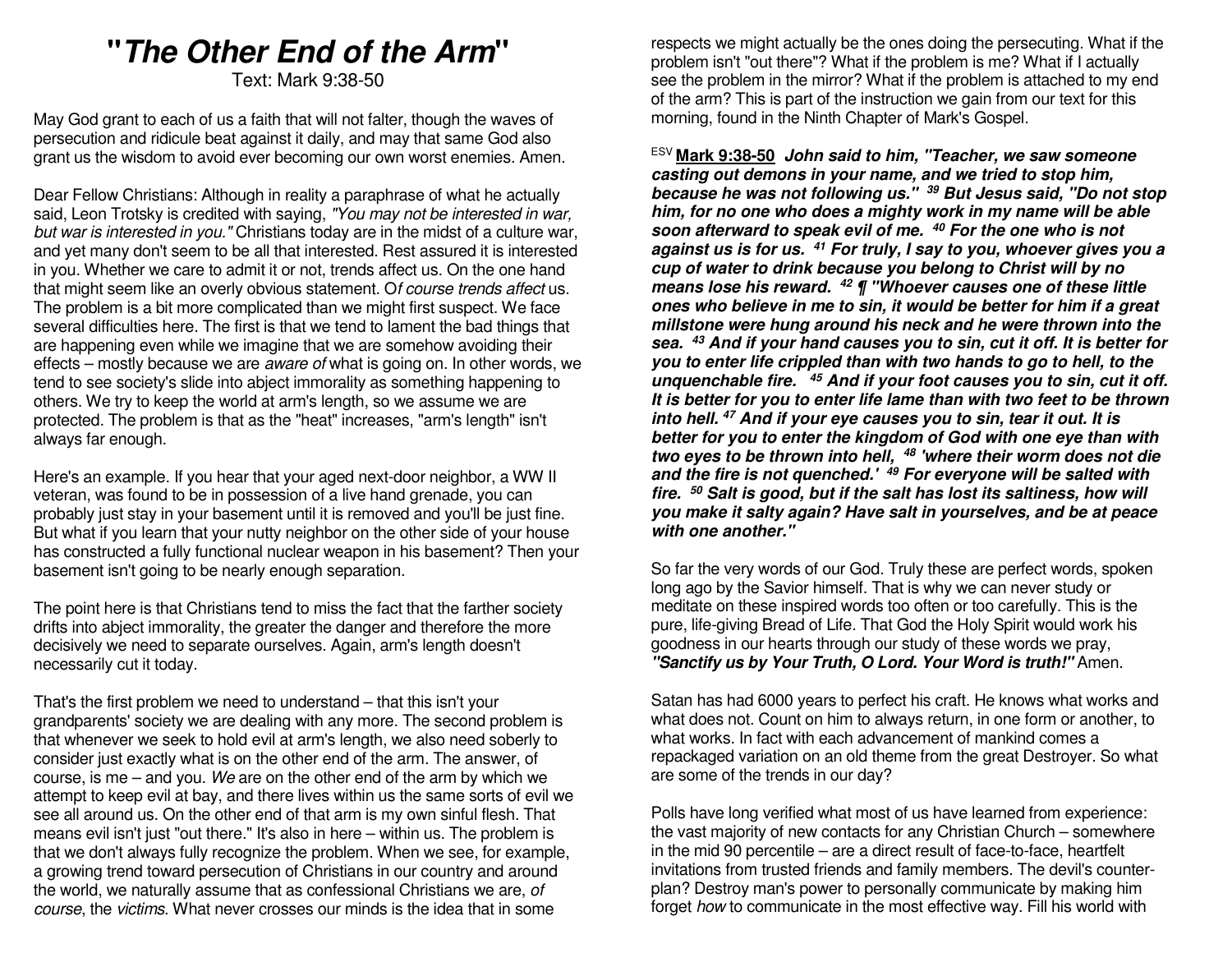# "*The Other End of the Arm*"

Text: Mark 9:38-50

May God grant to each of us a faith that will not falter, though the waves of persecution and ridicule beat against it daily, and may that same God also grant us the wisdom to avoid ever becoming our own worst enemies. Amen.

Dear Fellow Christians: Although in reality a paraphrase of what he actually said, Leon Trotsky is credited with saying, *"You may not be interested in war, but war is interested in you."* Christians today are in the midst of a culture war, and yet many don't seem to be all that interested. Rest assured it is interested in you. Whether we care to admit it or not, trends affect us. On the one hand that might seem like an overly obvious statement. O*f course trends affect* us. The problem is a bit more complicated than we might first suspect. We face several difficulties here. The first is that we tend to lament the bad things that are happening even while we imagine that we are somehow avoiding their effects – mostly because we are *aware of* what is going on. In other words, we tend to see society's slide into abject immorality as something happening to others. We try to keep the world at arm's length, so we assume we are protected. The problem is that as the "heat" increases, "arm's length" isn't always far enough.

Here's an example. If you hear that your aged next-door neighbor, a WW II veteran, was found to be in possession of a live hand grenade, you can probably just stay in your basement until it is removed and you'll be just fine. But what if you learn that your nutty neighbor on the other side of your house has constructed a fully functional nuclear weapon in his basement? Then your basement isn't going to be nearly enough separation.

The point here is that Christians tend to miss the fact that the farther society drifts into abject immorality, the greater the danger and therefore the more decisively we need to separate ourselves. Again, arm's length doesn't necessarily cut it today.

That's the first problem we need to understand – that this isn't your grandparents' society we are dealing with any more. The second problem is that whenever we seek to hold evil at arm's length, we also need soberly to consider just exactly what is on the other end of the arm. The answer, of course, is me – and you. *We* are on the other end of the arm by which we attempt to keep evil at bay, and there lives within us the same sorts of evil we see all around us. On the other end of that arm is my own sinful flesh. That means evil isn't just "out there." It's also in here – within us. The problem is that we don't always fully recognize the problem. When we see, for example, a growing trend toward persecution of Christians in our country and around the world, we naturally assume that as confessional Christians we are, *of course*, the *victims*. What never crosses our minds is the idea that in some respects we might actually be the ones doing the persecuting. What if the problem isn't "out there"? What if the problem is me? What if I actually see the problem in the mirror? What if the problem is attached to my end of the arm? This is part of the instruction we gain from our text for this morning, found in the Ninth Chapter of Mark's Gospel.

ESV **Mark 9:38-50** ***John said to him, "Teacher, we saw someone casting out demons in your name, and we tried to stop him, because he was not following us." 39 But Jesus said, "Do not stop him, for no one who does a mighty work in my name will be able soon afterward to speak evil of me. 40 For the one who is not against us is for us. 41 For truly, I say to you, whoever gives you a cup of water to drink because you belong to Christ will by no means lose his reward. 42 ¶ "Whoever causes one of these little ones who believe in me to sin, it would be better for him if a great millstone were hung around his neck and he were thrown into the sea. 43 And if your hand causes you to sin, cut it off. It is better for you to enter life crippled than with two hands to go to hell, to the unquenchable fire. 45 And if your foot causes you to sin, cut it off. It is better for you to enter life lame than with two feet to be thrown into hell. 47 And if your eye causes you to sin, tear it out. It is better for you to enter the kingdom of God with one eye than with two eyes to be thrown into hell, 48 'where their worm does not die and the fire is not quenched.' 49 For everyone will be salted with fire. 50 Salt is good, but if the salt has lost its saltiness, how will you make it salty again? Have salt in yourselves, and be at peace with one another."***

So far the very words of our God. Truly these are perfect words, spoken long ago by the Savior himself. That is why we can never study or meditate on these inspired words too often or too carefully. This is the pure, life-giving Bread of Life. That God the Holy Spirit would work his goodness in our hearts through our study of these words we pray, ***"Sanctify us by Your Truth, O Lord. Your Word is truth!"*** Amen.

Satan has had 6000 years to perfect his craft. He knows what works and what does not. Count on him to always return, in one form or another, to what works. In fact with each advancement of mankind comes a repackaged variation on an old theme from the great Destroyer. So what are some of the trends in our day?

Polls have long verified what most of us have learned from experience: the vast majority of new contacts for any Christian Church – somewhere in the mid 90 percentile – are a direct result of face-to-face, heartfelt invitations from trusted friends and family members. The devil's counter-plan? Destroy man's power to personally communicate by making him forget *how* to communicate in the most effective way. Fill his world with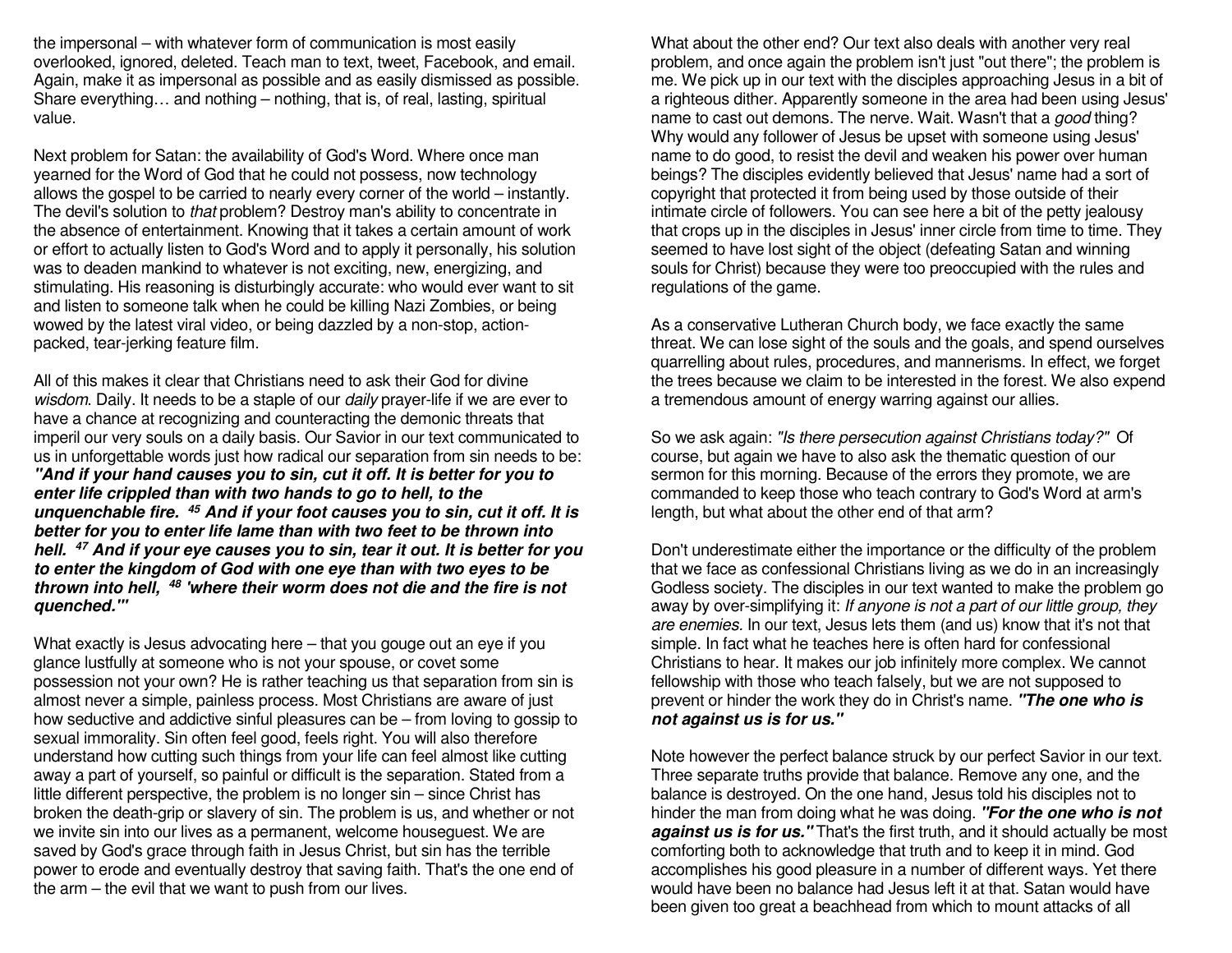the impersonal – with whatever form of communication is most easily overlooked, ignored, deleted. Teach man to text, tweet, Facebook, and email. Again, make it as impersonal as possible and as easily dismissed as possible. Share everything… and nothing – nothing, that is, of real, lasting, spiritual value.

Next problem for Satan: the availability of God's Word. Where once man yearned for the Word of God that he could not possess, now technology allows the gospel to be carried to nearly every corner of the world – instantly. The devil's solution to *that* problem? Destroy man's ability to concentrate in the absence of entertainment. Knowing that it takes a certain amount of work or effort to actually listen to God's Word and to apply it personally, his solution was to deaden mankind to whatever is not exciting, new, energizing, and stimulating. His reasoning is disturbingly accurate: who would ever want to sit and listen to someone talk when he could be killing Nazi Zombies, or being wowed by the latest viral video, or being dazzled by a non-stop, action-packed, tear-jerking feature film.

All of this makes it clear that Christians need to ask their God for divine *wisdom*. Daily. It needs to be a staple of our *daily* prayer-life if we are ever to have a chance at recognizing and counteracting the demonic threats that imperil our very souls on a daily basis. Our Savior in our text communicated to us in unforgettable words just how radical our separation from sin needs to be: ***"And if your hand causes you to sin, cut it off. It is better for you to enter life crippled than with two hands to go to hell, to the unquenchable fire. [45] And if your foot causes you to sin, cut it off. It is better for you to enter life lame than with two feet to be thrown into hell. [47] And if your eye causes you to sin, tear it out. It is better for you to enter the kingdom of God with one eye than with two eyes to be thrown into hell, [48] 'where their worm does not die and the fire is not quenched.'"***

What exactly is Jesus advocating here – that you gouge out an eye if you glance lustfully at someone who is not your spouse, or covet some possession not your own? He is rather teaching us that separation from sin is almost never a simple, painless process. Most Christians are aware of just how seductive and addictive sinful pleasures can be – from loving to gossip to sexual immorality. Sin often feel good, feels right. You will also therefore understand how cutting such things from your life can feel almost like cutting away a part of yourself, so painful or difficult is the separation. Stated from a little different perspective, the problem is no longer sin – since Christ has broken the death-grip or slavery of sin. The problem is us, and whether or not we invite sin into our lives as a permanent, welcome houseguest. We are saved by God's grace through faith in Jesus Christ, but sin has the terrible power to erode and eventually destroy that saving faith. That's the one end of the arm – the evil that we want to push from our lives.

What about the other end? Our text also deals with another very real problem, and once again the problem isn't just "out there"; the problem is me. We pick up in our text with the disciples approaching Jesus in a bit of a righteous dither. Apparently someone in the area had been using Jesus' name to cast out demons. The nerve. Wait. Wasn't that a *good* thing? Why would any follower of Jesus be upset with someone using Jesus' name to do good, to resist the devil and weaken his power over human beings? The disciples evidently believed that Jesus' name had a sort of copyright that protected it from being used by those outside of their intimate circle of followers. You can see here a bit of the petty jealousy that crops up in the disciples in Jesus' inner circle from time to time. They seemed to have lost sight of the object (defeating Satan and winning souls for Christ) because they were too preoccupied with the rules and regulations of the game.

As a conservative Lutheran Church body, we face exactly the same threat. We can lose sight of the souls and the goals, and spend ourselves quarrelling about rules, procedures, and mannerisms. In effect, we forget the trees because we claim to be interested in the forest. We also expend a tremendous amount of energy warring against our allies.

So we ask again: *"Is there persecution against Christians today?"* Of course, but again we have to also ask the thematic question of our sermon for this morning. Because of the errors they promote, we are commanded to keep those who teach contrary to God's Word at arm's length, but what about the other end of that arm?

Don't underestimate either the importance or the difficulty of the problem that we face as confessional Christians living as we do in an increasingly Godless society. The disciples in our text wanted to make the problem go away by over-simplifying it: *If anyone is not a part of our little group, they are enemies.* In our text, Jesus lets them (and us) know that it's not that simple. In fact what he teaches here is often hard for confessional Christians to hear. It makes our job infinitely more complex. We cannot fellowship with those who teach falsely, but we are not supposed to prevent or hinder the work they do in Christ's name. ***"The one who is not against us is for us."***

Note however the perfect balance struck by our perfect Savior in our text. Three separate truths provide that balance. Remove any one, and the balance is destroyed. On the one hand, Jesus told his disciples not to hinder the man from doing what he was doing. ***"For the one who is not against us is for us."*** That's the first truth, and it should actually be most comforting both to acknowledge that truth and to keep it in mind. God accomplishes his good pleasure in a number of different ways. Yet there would have been no balance had Jesus left it at that. Satan would have been given too great a beachhead from which to mount attacks of all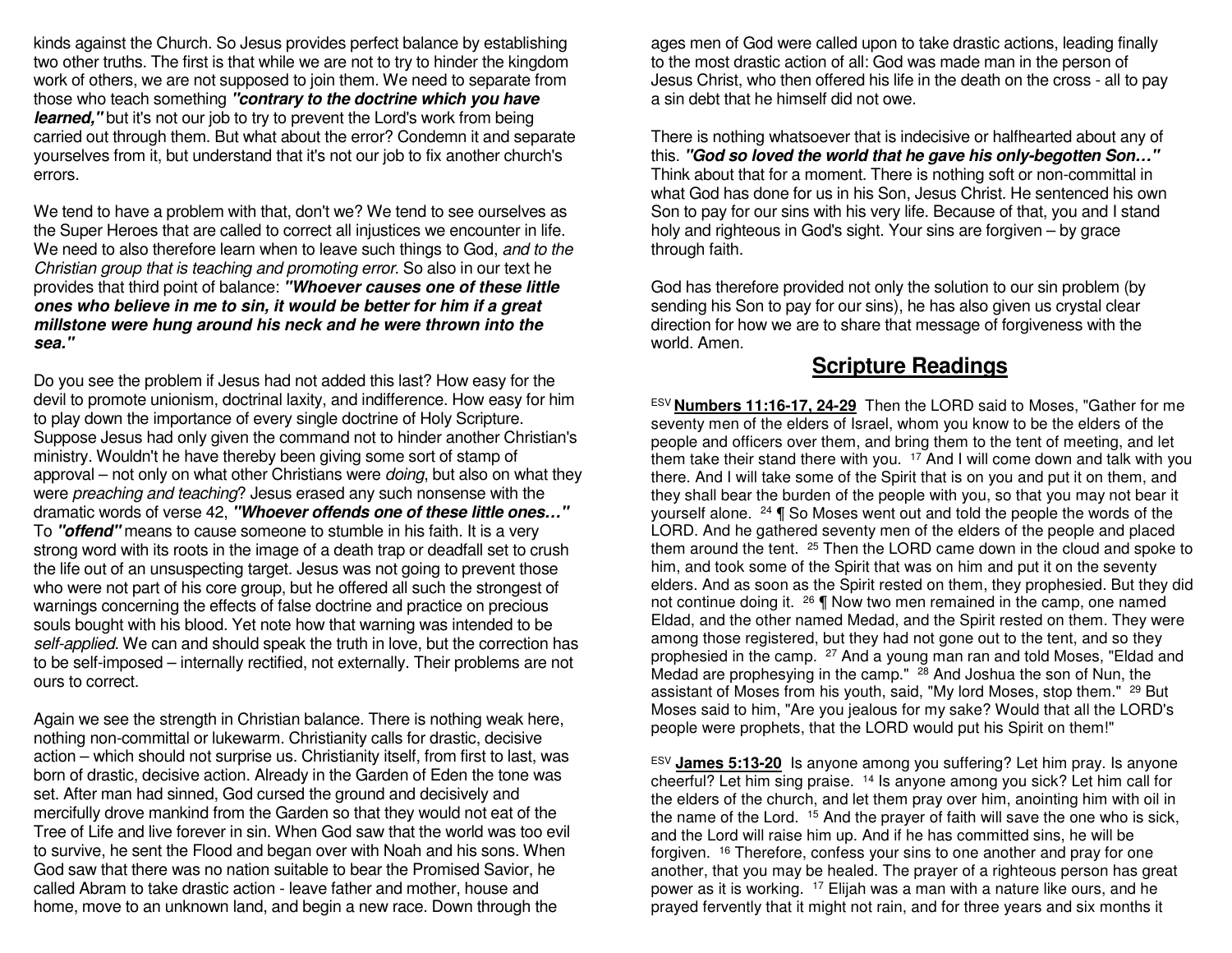kinds against the Church. So Jesus provides perfect balance by establishing two other truths. The first is that while we are not to try to hinder the kingdom work of others, we are not supposed to join them. We need to separate from those who teach something ***"contrary to the doctrine which you have learned,"*** but it's not our job to try to prevent the Lord's work from being carried out through them. But what about the error? Condemn it and separate yourselves from it, but understand that it's not our job to fix another church's errors.

We tend to have a problem with that, don't we? We tend to see ourselves as the Super Heroes that are called to correct all injustices we encounter in life. We need to also therefore learn when to leave such things to God, *and to the Christian group that is teaching and promoting error*. So also in our text he provides that third point of balance: ***"Whoever causes one of these little ones who believe in me to sin, it would be better for him if a great millstone were hung around his neck and he were thrown into the sea."***

Do you see the problem if Jesus had not added this last? How easy for the devil to promote unionism, doctrinal laxity, and indifference. How easy for him to play down the importance of every single doctrine of Holy Scripture. Suppose Jesus had only given the command not to hinder another Christian's ministry. Wouldn't he have thereby been giving some sort of stamp of approval – not only on what other Christians were *doing*, but also on what they were *preaching and teaching*? Jesus erased any such nonsense with the dramatic words of verse 42, ***"Whoever offends one of these little ones…"*** To ***"offend"*** means to cause someone to stumble in his faith. It is a very strong word with its roots in the image of a death trap or deadfall set to crush the life out of an unsuspecting target. Jesus was not going to prevent those who were not part of his core group, but he offered all such the strongest of warnings concerning the effects of false doctrine and practice on precious souls bought with his blood. Yet note how that warning was intended to be *self-applied*. We can and should speak the truth in love, but the correction has to be self-imposed – internally rectified, not externally. Their problems are not ours to correct.

Again we see the strength in Christian balance. There is nothing weak here, nothing non-committal or lukewarm. Christianity calls for drastic, decisive action – which should not surprise us. Christianity itself, from first to last, was born of drastic, decisive action. Already in the Garden of Eden the tone was set. After man had sinned, God cursed the ground and decisively and mercifully drove mankind from the Garden so that they would not eat of the Tree of Life and live forever in sin. When God saw that the world was too evil to survive, he sent the Flood and began over with Noah and his sons. When God saw that there was no nation suitable to bear the Promised Savior, he called Abram to take drastic action - leave father and mother, house and home, move to an unknown land, and begin a new race. Down through the ages men of God were called upon to take drastic actions, leading finally to the most drastic action of all: God was made man in the person of Jesus Christ, who then offered his life in the death on the cross - all to pay a sin debt that he himself did not owe.

There is nothing whatsoever that is indecisive or halfhearted about any of this. ***"God so loved the world that he gave his only-begotten Son…"*** Think about that for a moment. There is nothing soft or non-committal in what God has done for us in his Son, Jesus Christ. He sentenced his own Son to pay for our sins with his very life. Because of that, you and I stand holy and righteous in God's sight. Your sins are forgiven – by grace through faith.

God has therefore provided not only the solution to our sin problem (by sending his Son to pay for our sins), he has also given us crystal clear direction for how we are to share that message of forgiveness with the world. Amen.

## Scripture Readings

ESV **Numbers 11:16-17, 24-29** Then the LORD said to Moses, "Gather for me seventy men of the elders of Israel, whom you know to be the elders of the people and officers over them, and bring them to the tent of meeting, and let them take their stand there with you. [17] And I will come down and talk with you there. And I will take some of the Spirit that is on you and put it on them, and they shall bear the burden of the people with you, so that you may not bear it yourself alone. [24] ¶ So Moses went out and told the people the words of the LORD. And he gathered seventy men of the elders of the people and placed them around the tent. [25] Then the LORD came down in the cloud and spoke to him, and took some of the Spirit that was on him and put it on the seventy elders. And as soon as the Spirit rested on them, they prophesied. But they did not continue doing it. [26] ¶ Now two men remained in the camp, one named Eldad, and the other named Medad, and the Spirit rested on them. They were among those registered, but they had not gone out to the tent, and so they prophesied in the camp. [27] And a young man ran and told Moses, "Eldad and Medad are prophesying in the camp." [28] And Joshua the son of Nun, the assistant of Moses from his youth, said, "My lord Moses, stop them." [29] But Moses said to him, "Are you jealous for my sake? Would that all the LORD's people were prophets, that the LORD would put his Spirit on them!"

ESV **James 5:13-20** Is anyone among you suffering? Let him pray. Is anyone cheerful? Let him sing praise. [14] Is anyone among you sick? Let him call for the elders of the church, and let them pray over him, anointing him with oil in the name of the Lord. [15] And the prayer of faith will save the one who is sick, and the Lord will raise him up. And if he has committed sins, he will be forgiven. [16] Therefore, confess your sins to one another and pray for one another, that you may be healed. The prayer of a righteous person has great power as it is working. [17] Elijah was a man with a nature like ours, and he prayed fervently that it might not rain, and for three years and six months it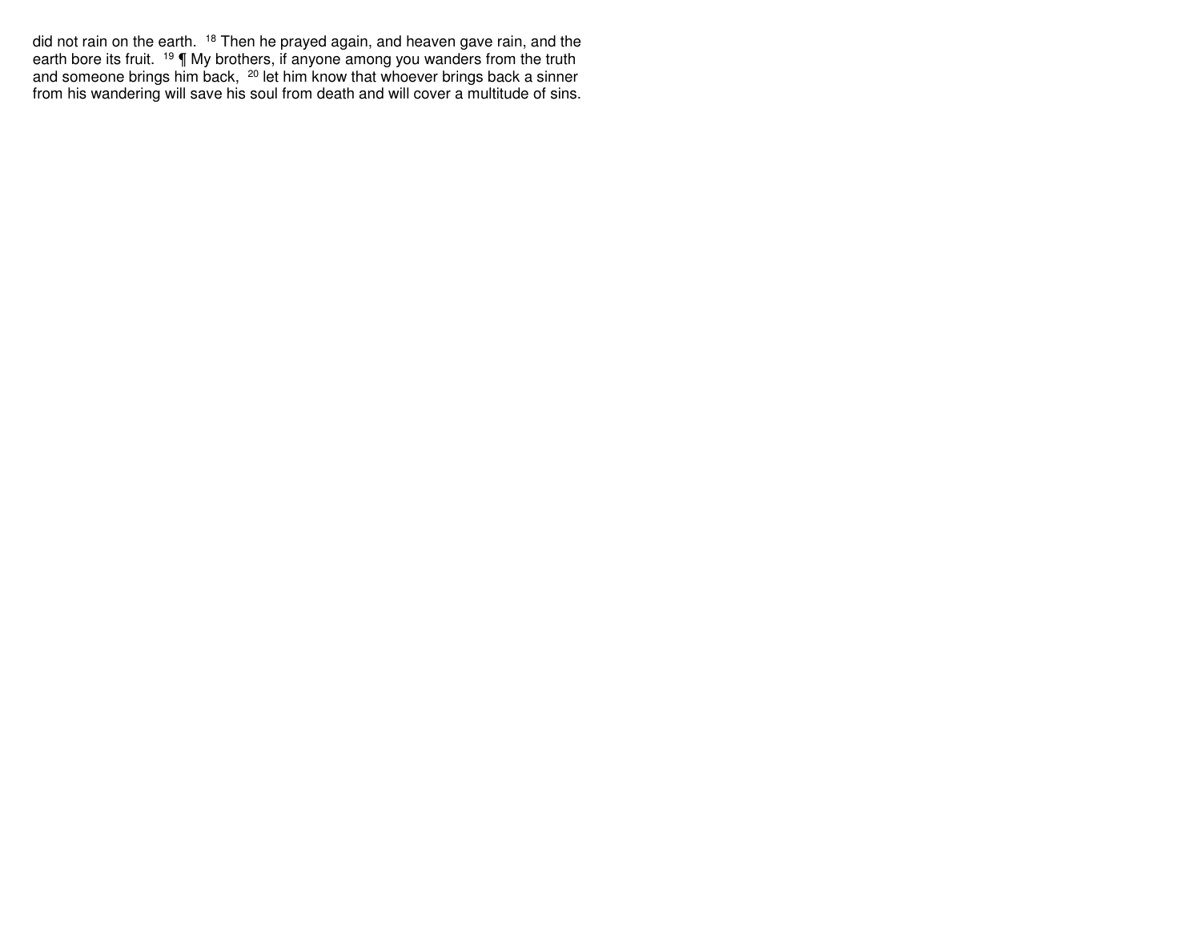did not rain on the earth. [18] Then he prayed again, and heaven gave rain, and the earth bore its fruit. [19] ¶ My brothers, if anyone among you wanders from the truth and someone brings him back, [20] let him know that whoever brings back a sinner from his wandering will save his soul from death and will cover a multitude of sins.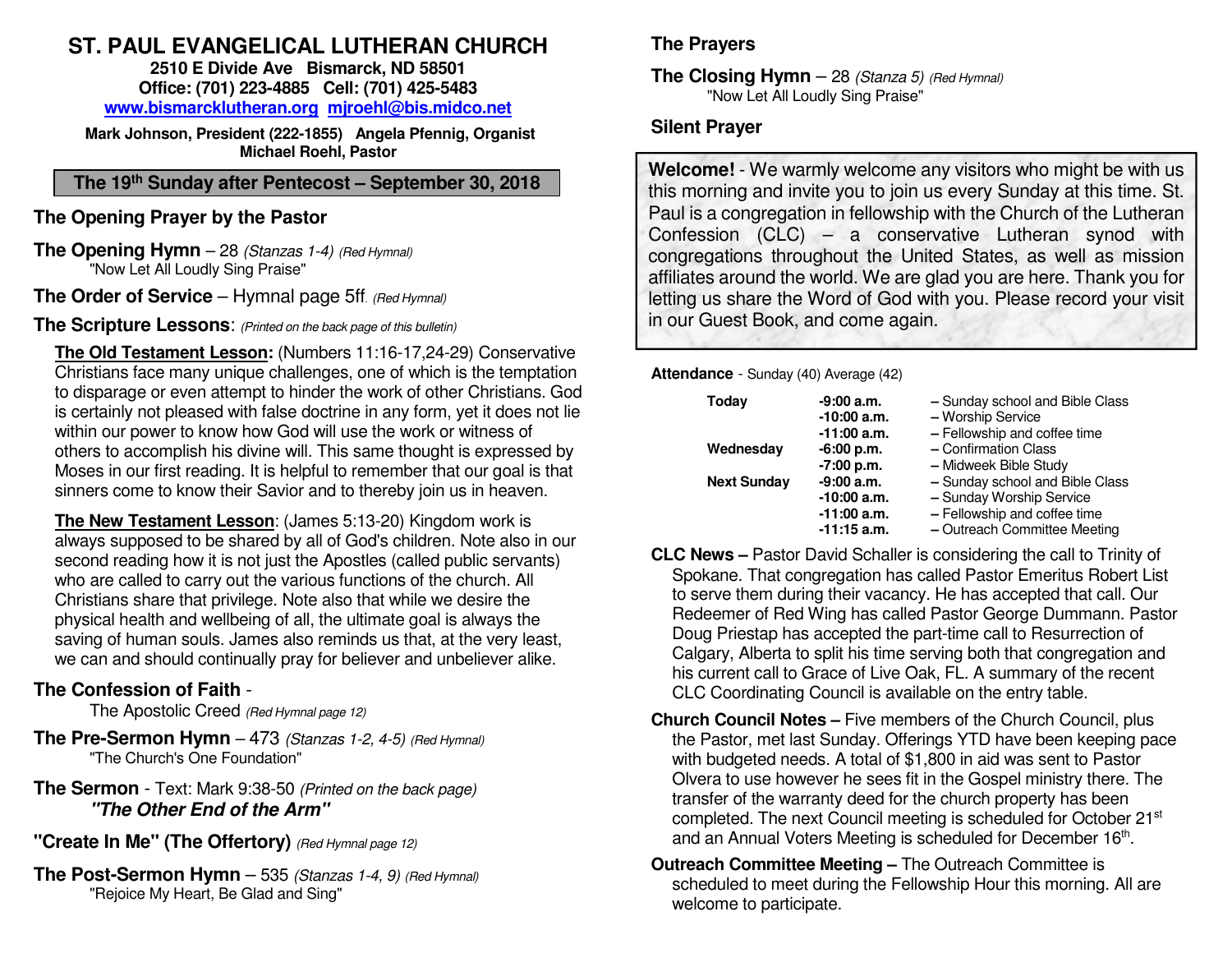# ST. PAUL EVANGELICAL LUTHERAN CHURCH

**2510 E Divide Ave Bismarck, ND 58501**
**Office: (701) 223-4885 Cell: (701) 425-5483**
**www.bismarcklutheran.org mjroehl@bis.midco.net**

**Mark Johnson, President (222-1855) Angela Pfennig, Organist**
**Michael Roehl, Pastor**

## The 19th Sunday after Pentecost – September 30, 2018

### The Opening Prayer by the Pastor

**The Opening Hymn** – 28 *(Stanzas 1-4)* *(Red Hymnal)*
"Now Let All Loudly Sing Praise"

**The Order of Service** – Hymnal page 5ff. *(Red Hymnal)*

**The Scripture Lessons**: *(Printed on the back page of this bulletin)*

**The Old Testament Lesson:** (Numbers 11:16-17,24-29) Conservative Christians face many unique challenges, one of which is the temptation to disparage or even attempt to hinder the work of other Christians. God is certainly not pleased with false doctrine in any form, yet it does not lie within our power to know how God will use the work or witness of others to accomplish his divine will. This same thought is expressed by Moses in our first reading. It is helpful to remember that our goal is that sinners come to know their Savior and to thereby join us in heaven.

**The New Testament Lesson**: (James 5:13-20) Kingdom work is always supposed to be shared by all of God's children. Note also in our second reading how it is not just the Apostles (called public servants) who are called to carry out the various functions of the church. All Christians share that privilege. Note also that while we desire the physical health and wellbeing of all, the ultimate goal is always the saving of human souls. James also reminds us that, at the very least, we can and should continually pray for believer and unbeliever alike.

**The Confession of Faith** -
The Apostolic Creed *(Red Hymnal page 12)*

**The Pre-Sermon Hymn** – 473 *(Stanzas 1-2, 4-5)* *(Red Hymnal)*
"The Church's One Foundation"

**The Sermon** - Text: Mark 9:38-50 *(Printed on the back page)*
***"The Other End of the Arm"***

**"Create In Me" (The Offertory)** *(Red Hymnal page 12)*

**The Post-Sermon Hymn** – 535 *(Stanzas 1-4, 9)* *(Red Hymnal)*
"Rejoice My Heart, Be Glad and Sing"

### The Prayers

**The Closing Hymn** – 28 *(Stanza 5)* *(Red Hymnal)*
"Now Let All Loudly Sing Praise"

### Silent Prayer

**Welcome!** - We warmly welcome any visitors who might be with us this morning and invite you to join us every Sunday at this time. St. Paul is a congregation in fellowship with the Church of the Lutheran Confession (CLC) – a conservative Lutheran synod with congregations throughout the United States, as well as mission affiliates around the world. We are glad you are here. Thank you for letting us share the Word of God with you. Please record your visit in our Guest Book, and come again.

**Attendance** - Sunday (40) Average (42)

| | | |
|---|---|---|
| **Today** | **-9:00 a.m.** | – Sunday school and Bible Class |
| | **-10:00 a.m.** | – Worship Service |
| | **-11:00 a.m.** | – Fellowship and coffee time |
| **Wednesday** | **-6:00 p.m.** | – Confirmation Class |
| | **-7:00 p.m.** | – Midweek Bible Study |
| **Next Sunday** | **-9:00 a.m.** | – Sunday school and Bible Class |
| | **-10:00 a.m.** | – Sunday Worship Service |
| | **-11:00 a.m.** | – Fellowship and coffee time |
| | **-11:15 a.m.** | – Outreach Committee Meeting |

**CLC News –** Pastor David Schaller is considering the call to Trinity of Spokane. That congregation has called Pastor Emeritus Robert List to serve them during their vacancy. He has accepted that call. Our Redeemer of Red Wing has called Pastor George Dummann. Pastor Doug Priestap has accepted the part-time call to Resurrection of Calgary, Alberta to split his time serving both that congregation and his current call to Grace of Live Oak, FL. A summary of the recent CLC Coordinating Council is available on the entry table.

**Church Council Notes –** Five members of the Church Council, plus the Pastor, met last Sunday. Offerings YTD have been keeping pace with budgeted needs. A total of $1,800 in aid was sent to Pastor Olvera to use however he sees fit in the Gospel ministry there. The transfer of the warranty deed for the church property has been completed. The next Council meeting is scheduled for October 21st and an Annual Voters Meeting is scheduled for December 16th.

**Outreach Committee Meeting –** The Outreach Committee is scheduled to meet during the Fellowship Hour this morning. All are welcome to participate.